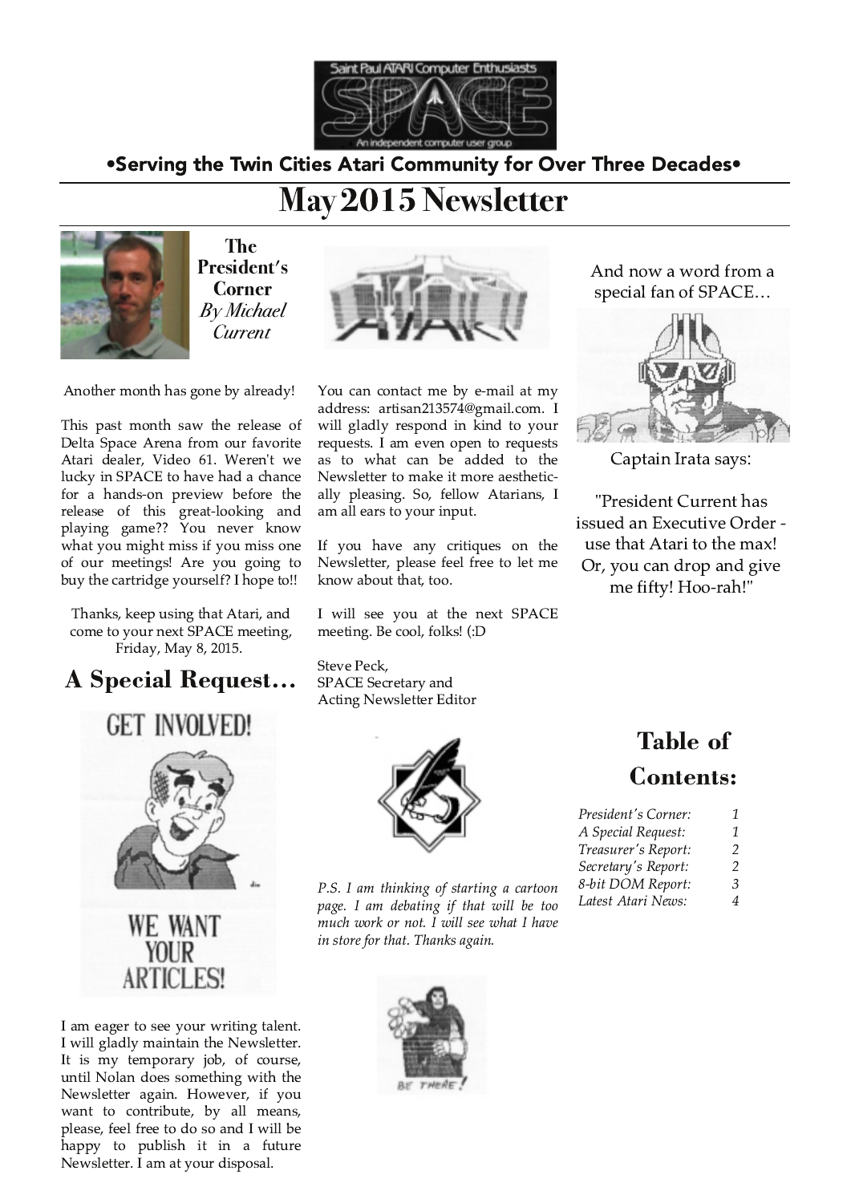Saint Paul ATARI Computer Enthusiasts

SPACE

An independent computer user group

•Serving the Twin Cities Atari Community for Over Three Decades•

# May 2015 Newsletter

## The President's Corner
*By Michael Current*

Another month has gone by already!

This past month saw the release of Delta Space Arena from our favorite Atari dealer, Video 61. Weren't we lucky in SPACE to have had a chance for a hands-on preview before the release of this great-looking and playing game?? You never know what you might miss if you miss one of our meetings! Are you going to buy the cartridge yourself? I hope to!!

Thanks, keep using that Atari, and come to your next SPACE meeting, Friday, May 8, 2015.

## A Special Request…

GET INVOLVED!

WE WANT YOUR ARTICLES!

I am eager to see your writing talent. I will gladly maintain the Newsletter. It is my temporary job, of course, until Nolan does something with the Newsletter again. However, if you want to contribute, by all means, please, feel free to do so and I will be happy to publish it in a future Newsletter. I am at your disposal.

You can contact me by e-mail at my address: artisan213574@gmail.com. I will gladly respond in kind to your requests. I am even open to requests as to what can be added to the Newsletter to make it more aesthetically pleasing. So, fellow Atarians, I am all ears to your input.

If you have any critiques on the Newsletter, please feel free to let me know about that, too.

I will see you at the next SPACE meeting. Be cool, folks! (:D

Steve Peck,
SPACE Secretary and
Acting Newsletter Editor

*P.S. I am thinking of starting a cartoon page. I am debating if that will be too much work or not. I will see what I have in store for that. Thanks again.*

BE THERE!

And now a word from a special fan of SPACE…

Captain Irata says:

"President Current has issued an Executive Order - use that Atari to the max! Or, you can drop and give me fifty! Hoo-rah!"

## Table of Contents:

| | |
|---|---|
| *President's Corner:* | *1* |
| *A Special Request:* | *1* |
| *Treasurer's Report:* | *2* |
| *Secretary's Report:* | *2* |
| *8-bit DOM Report:* | *3* |
| *Latest Atari News:* | *4* |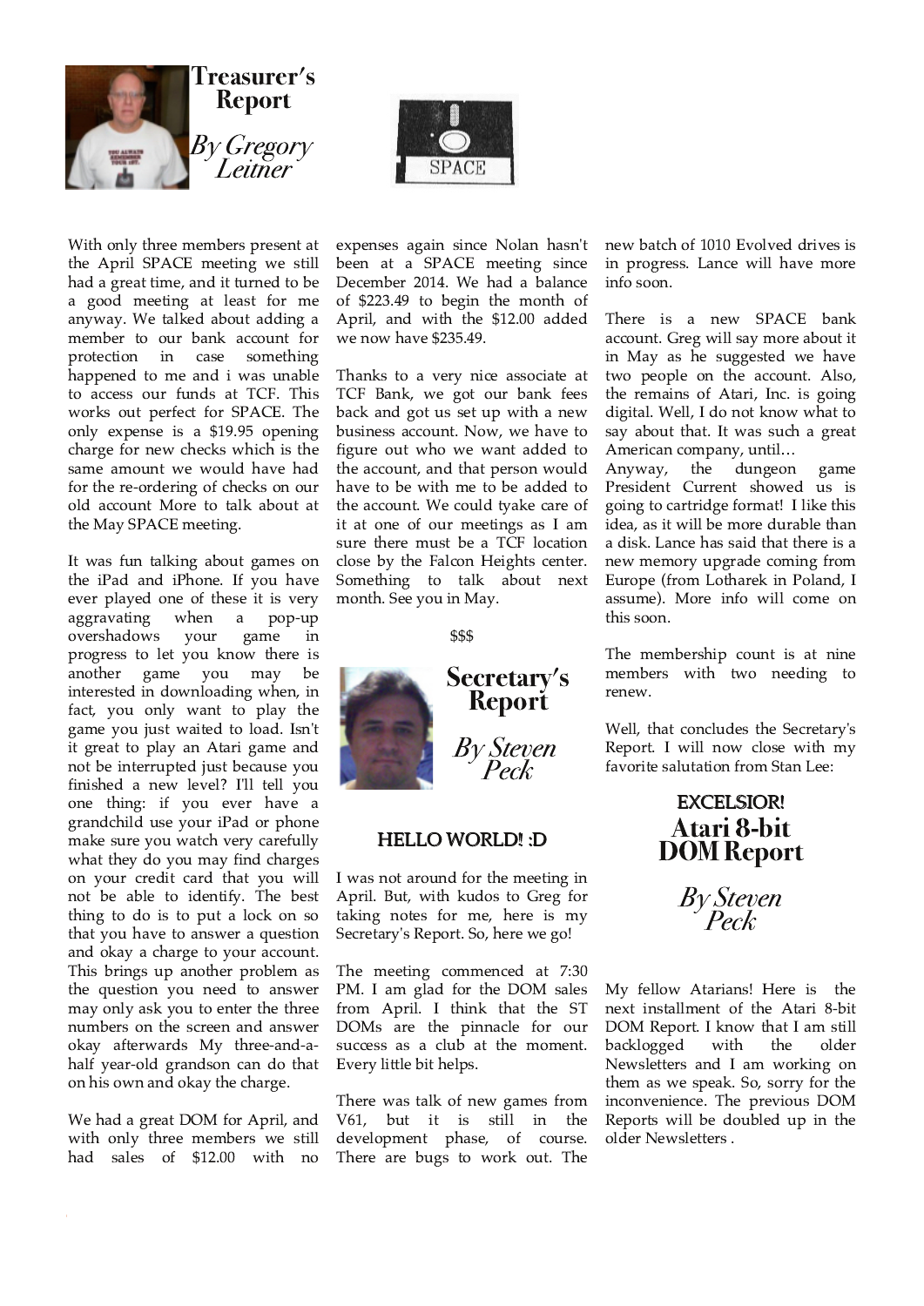## Treasurer's Report

*By Gregory Leitner*

With only three members present at the April SPACE meeting we still had a great time, and it turned to be a good meeting at least for me anyway. We talked about adding a member to our bank account for protection in case something happened to me and i was unable to access our funds at TCF. This works out perfect for SPACE. The only expense is a $19.95 opening charge for new checks which is the same amount we would have had for the re-ordering of checks on our old account More to talk about at the May SPACE meeting.

It was fun talking about games on the iPad and iPhone. If you have ever played one of these it is very aggravating when a pop-up overshadows your game in progress to let you know there is another game you may be interested in downloading when, in fact, you only want to play the game you just waited to load. Isn't it great to play an Atari game and not be interrupted just because you finished a new level? I'll tell you one thing: if you ever have a grandchild use your iPad or phone make sure you watch very carefully what they do you may find charges on your credit card that you will not be able to identify. The best thing to do is to put a lock on so that you have to answer a question and okay a charge to your account. This brings up another problem as the question you need to answer may only ask you to enter the three numbers on the screen and answer okay afterwards My three-and-a-half year-old grandson can do that on his own and okay the charge.

We had a great DOM for April, and with only three members we still had sales of $12.00 with no expenses again since Nolan hasn't been at a SPACE meeting since December 2014. We had a balance of $223.49 to begin the month of April, and with the $12.00 added we now have $235.49.

Thanks to a very nice associate at TCF Bank, we got our bank fees back and got us set up with a new business account. Now, we have to figure out who we want added to the account, and that person would have to be with me to be added to the account. We could tyake care of it at one of our meetings as I am sure there must be a TCF location close by the Falcon Heights center. Something to talk about next month. See you in May.

$$$

## Secretary's Report

*By Steven Peck*

### HELLO WORLD! :D

I was not around for the meeting in April. But, with kudos to Greg for taking notes for me, here is my Secretary's Report. So, here we go!

The meeting commenced at 7:30 PM. I am glad for the DOM sales from April. I think that the ST DOMs are the pinnacle for our success as a club at the moment. Every little bit helps.

There was talk of new games from V61, but it is still in the development phase, of course. There are bugs to work out. The new batch of 1010 Evolved drives is in progress. Lance will have more info soon.

There is a new SPACE bank account. Greg will say more about it in May as he suggested we have two people on the account. Also, the remains of Atari, Inc. is going digital. Well, I do not know what to say about that. It was such a great American company, until…

Anyway, the dungeon game President Current showed us is going to cartridge format! I like this idea, as it will be more durable than a disk. Lance has said that there is a new memory upgrade coming from Europe (from Lotharek in Poland, I assume). More info will come on this soon.

The membership count is at nine members with two needing to renew.

Well, that concludes the Secretary's Report. I will now close with my favorite salutation from Stan Lee:

**EXCELSIOR!**

## Atari 8-bit DOM Report

*By Steven Peck*

My fellow Atarians! Here is the next installment of the Atari 8-bit DOM Report. I know that I am still backlogged with the older Newsletters and I am working on them as we speak. So, sorry for the inconvenience. The previous DOM Reports will be doubled up in the older Newsletters .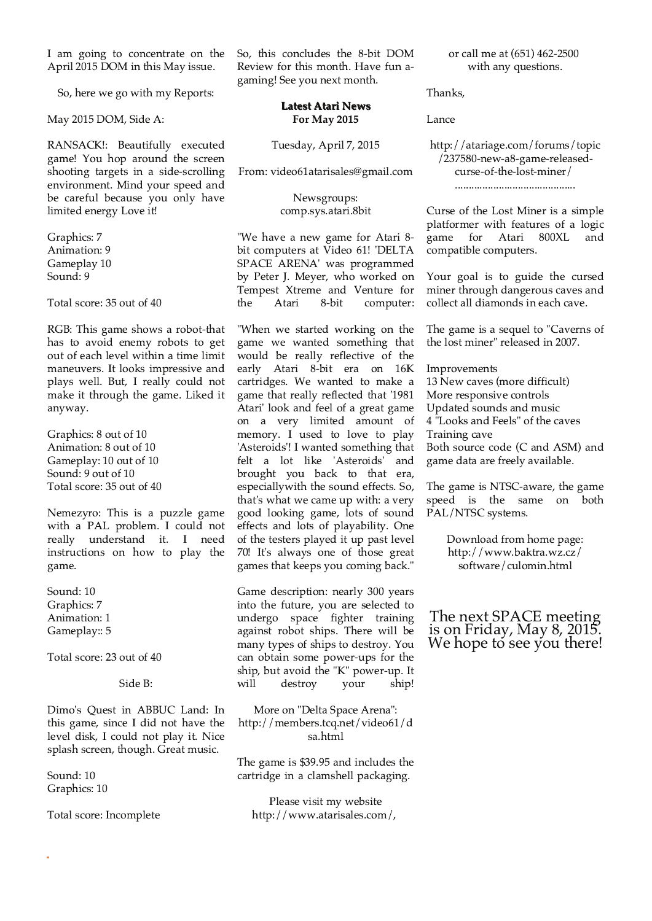I am going to concentrate on the April 2015 DOM in this May issue.

So, here we go with my Reports:

May 2015 DOM, Side A:

RANSACK!: Beautifully executed game! You hop around the screen shooting targets in a side-scrolling environment. Mind your speed and be careful because you only have limited energy Love it!

Graphics: 7
Animation: 9
Gameplay 10
Sound: 9

Total score: 35 out of 40

RGB: This game shows a robot-that has to avoid enemy robots to get out of each level within a time limit maneuvers. It looks impressive and plays well. But, I really could not make it through the game. Liked it anyway.

Graphics: 8 out of 10
Animation: 8 out of 10
Gameplay: 10 out of 10
Sound: 9 out of 10
Total score: 35 out of 40

Nemezyro: This is a puzzle game with a PAL problem. I could not really understand it. I need instructions on how to play the game.

Sound: 10
Graphics: 7
Animation: 1
Gameplay:: 5

Total score: 23 out of 40

Side B:

Dimo's Quest in ABBUC Land: In this game, since I did not have the level disk, I could not play it. Nice splash screen, though. Great music.

Sound: 10
Graphics: 10

Total score: Incomplete

So, this concludes the 8-bit DOM Review for this month. Have fun a-gaming! See you next month.

**Latest Atari News**
**For May 2015**

Tuesday, April 7, 2015

From: video61atarisales@gmail.com

Newsgroups:
comp.sys.atari.8bit

"We have a new game for Atari 8-bit computers at Video 61! 'DELTA SPACE ARENA' was programmed by Peter J. Meyer, who worked on Tempest Xtreme and Venture for the Atari 8-bit computer:

"When we started working on the game we wanted something that would be really reflective of the early Atari 8-bit era on 16K cartridges. We wanted to make a game that really reflected that '1981 Atari' look and feel of a great game on a very limited amount of memory. I used to love to play 'Asteroids'! I wanted something that felt a lot like 'Asteroids' and brought you back to that era, especiallywith the sound effects. So, that's what we came up with: a very good looking game, lots of sound effects and lots of playability. One of the testers played it up past level 70! It's always one of those great games that keeps you coming back."

Game description: nearly 300 years into the future, you are selected to undergo space fighter training against robot ships. There will be many types of ships to destroy. You can obtain some power-ups for the ship, but avoid the "K" power-up. It will destroy your ship!

More on "Delta Space Arena":
http://members.tcq.net/video61/dsa.html

The game is $39.95 and includes the cartridge in a clamshell packaging.

Please visit my website
http://www.atarisales.com/,
or call me at (651) 462-2500
with any questions.

Thanks,

Lance

http://atariage.com/forums/topic/237580-new-a8-game-released-curse-of-the-lost-miner/
.........................................

Curse of the Lost Miner is a simple platformer with features of a logic game for Atari 800XL and compatible computers.

Your goal is to guide the cursed miner through dangerous caves and collect all diamonds in each cave.

The game is a sequel to "Caverns of the lost miner" released in 2007.

Improvements
13 New caves (more difficult)
More responsive controls
Updated sounds and music
4 "Looks and Feels" of the caves
Training cave
Both source code (C and ASM) and game data are freely available.

The game is NTSC-aware, the game speed is the same on both PAL/NTSC systems.

Download from home page:
http://www.baktra.wz.cz/software/culomin.html

The next SPACE meeting is on Friday, May 8, 2015. We hope to see you there!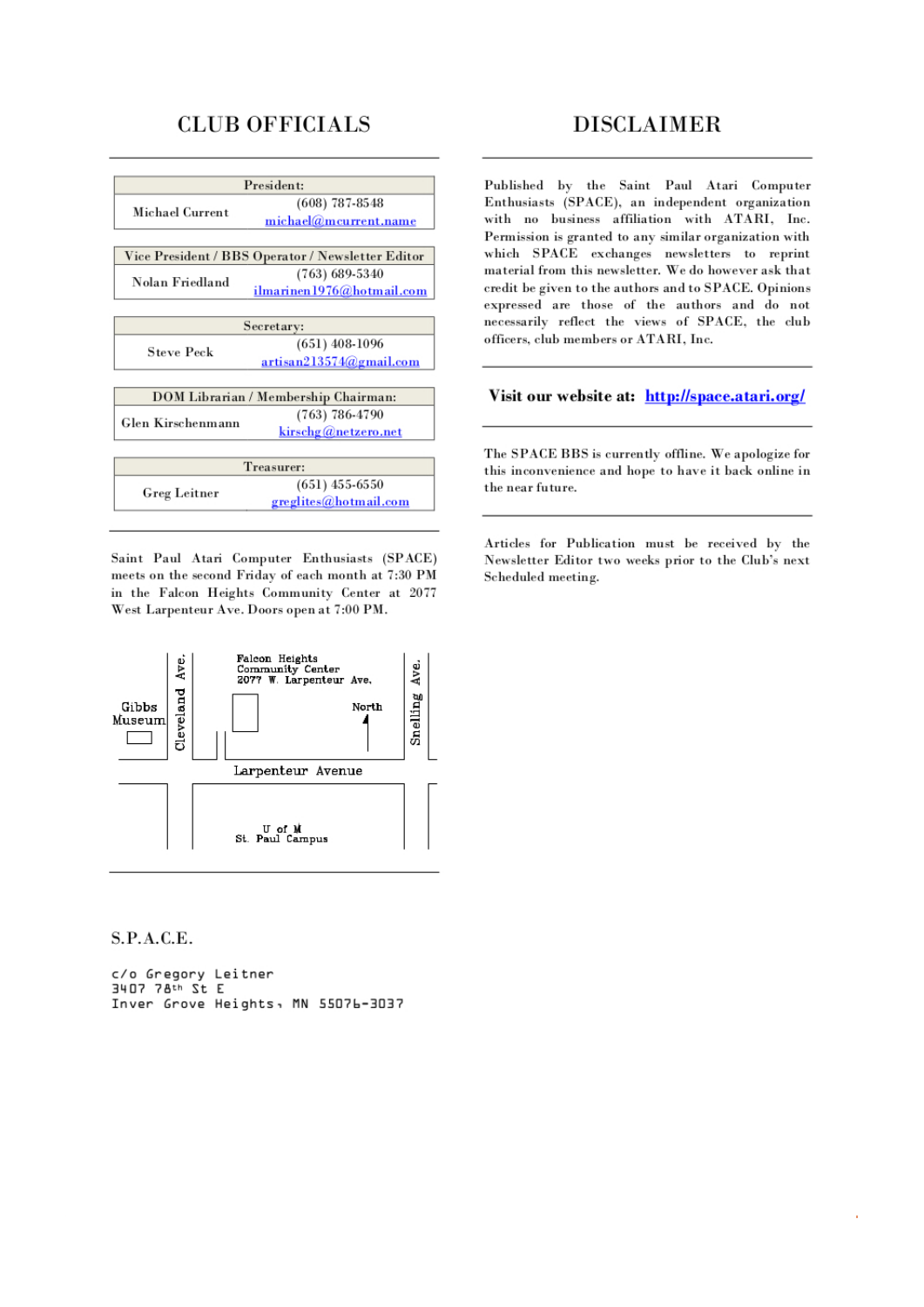## CLUB OFFICIALS

| President: | |
|---|---|
| Michael Current | (608) 787-8548 michael@mcurrent.name |

| Vice President / BBS Operator / Newsletter Editor | |
|---|---|
| Nolan Friedland | (763) 689-5340 ilmarinen1976@hotmail.com |

| Secretary: | |
|---|---|
| Steve Peck | (651) 408-1096 artisan213574@gmail.com |

| DOM Librarian / Membership Chairman: | |
|---|---|
| Glen Kirschenmann | (763) 786-4790 kirschg@netzero.net |

| Treasurer: | |
|---|---|
| Greg Leitner | (651) 455-6550 greglites@hotmail.com |

Saint Paul Atari Computer Enthusiasts (SPACE) meets on the second Friday of each month at 7:30 PM in the Falcon Heights Community Center at 2077 West Larpenteur Ave. Doors open at 7:00 PM.

Falcon Heights
Community Center
2077 W. Larpenteur Ave.

Gibbs Museum

Cleveland Ave.

Snelling Ave.

North

Larpenteur Avenue

U of M
St. Paul Campus

S.P.A.C.E.

c/o Gregory Leitner
3407 78th St E
Inver Grove Heights, MN 55076-3037

## DISCLAIMER

Published by the Saint Paul Atari Computer Enthusiasts (SPACE), an independent organization with no business affiliation with ATARI, Inc. Permission is granted to any similar organization with which SPACE exchanges newsletters to reprint material from this newsletter. We do however ask that credit be given to the authors and to SPACE. Opinions expressed are those of the authors and do not necessarily reflect the views of SPACE, the club officers, club members or ATARI, Inc.

**Visit our website at: http://space.atari.org/**

The SPACE BBS is currently offline. We apologize for this inconvenience and hope to have it back online in the near future.

Articles for Publication must be received by the Newsletter Editor two weeks prior to the Club's next Scheduled meeting.